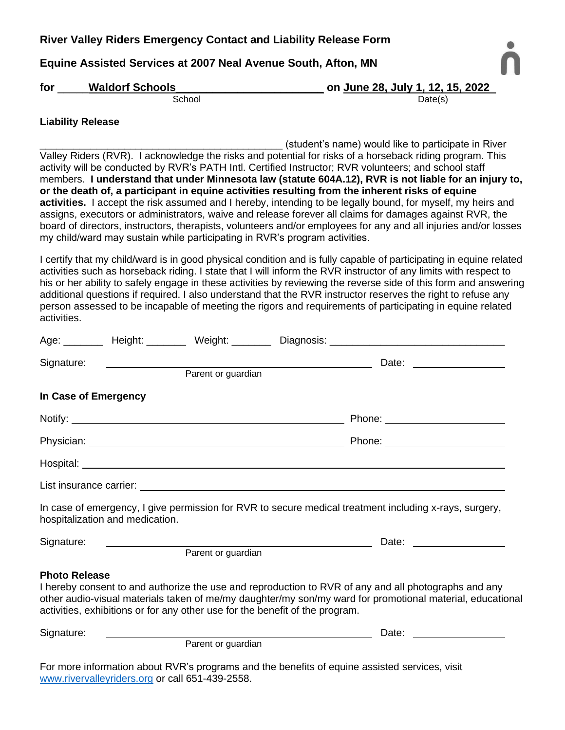**River Valley Riders Emergency Contact and Liability Release Form**

**Equine Assisted Services at 2007 Neal Avenue South, Afton, MN**

**for \_\_\_\_\_Waldorf Schools\_\_\_\_\_\_\_\_\_\_\_\_\_\_\_\_\_\_\_\_\_\_\_\_ on June 28, July 1, 12, 15, 2022**
School — Date(s)

**Liability Release**

\_\_\_\_\_\_\_\_\_\_\_\_\_\_\_\_\_\_\_\_\_\_\_\_\_\_\_\_\_\_\_\_\_\_\_\_\_\_\_\_\_\_\_\_ (student's name) would like to participate in River Valley Riders (RVR). I acknowledge the risks and potential for risks of a horseback riding program. This activity will be conducted by RVR's PATH Intl. Certified Instructor; RVR volunteers; and school staff members. **I understand that under Minnesota law (statute 604A.12), RVR is not liable for an injury to, or the death of, a participant in equine activities resulting from the inherent risks of equine activities.** I accept the risk assumed and I hereby, intending to be legally bound, for myself, my heirs and assigns, executors or administrators, waive and release forever all claims for damages against RVR, the board of directors, instructors, therapists, volunteers and/or employees for any and all injuries and/or losses my child/ward may sustain while participating in RVR's program activities.

I certify that my child/ward is in good physical condition and is fully capable of participating in equine related activities such as horseback riding. I state that I will inform the RVR instructor of any limits with respect to his or her ability to safely engage in these activities by reviewing the reverse side of this form and answering additional questions if required. I also understand that the RVR instructor reserves the right to refuse any person assessed to be incapable of meeting the rigors and requirements of participating in equine related activities.

Age: \_\_\_\_\_\_\_ Height: \_\_\_\_\_\_\_ Weight: \_\_\_\_\_\_\_ Diagnosis: \_\_\_\_\_\_\_\_\_\_\_\_\_\_\_\_\_\_\_\_\_\_\_\_\_\_\_\_\_\_

Signature: \_\_\_\_\_\_\_\_\_\_\_\_\_\_\_\_\_\_\_\_\_\_\_\_\_\_\_\_\_\_\_\_\_\_\_\_\_\_\_\_ Date: \_\_\_\_\_\_\_\_\_\_\_\_\_\_\_
Parent or guardian

**In Case of Emergency**

Notify: \_\_\_\_\_\_\_\_\_\_\_\_\_\_\_\_\_\_\_\_\_\_\_\_\_\_\_\_\_\_\_\_\_\_\_\_\_\_\_\_ Phone: \_\_\_\_\_\_\_\_\_\_\_\_\_\_\_\_\_\_\_\_

Physician: \_\_\_\_\_\_\_\_\_\_\_\_\_\_\_\_\_\_\_\_\_\_\_\_\_\_\_\_\_\_\_\_\_\_\_\_\_\_ Phone: \_\_\_\_\_\_\_\_\_\_\_\_\_\_\_\_\_\_\_\_

Hospital: \_\_\_\_\_\_\_\_\_\_\_\_\_\_\_\_\_\_\_\_\_\_\_\_\_\_\_\_\_\_\_\_\_\_\_\_\_\_\_\_\_\_\_\_\_\_\_\_\_\_\_\_\_\_\_\_\_\_\_\_

List insurance carrier: \_\_\_\_\_\_\_\_\_\_\_\_\_\_\_\_\_\_\_\_\_\_\_\_\_\_\_\_\_\_\_\_\_\_\_\_\_\_\_\_\_\_\_\_\_\_\_\_\_\_

In case of emergency, I give permission for RVR to secure medical treatment including x-rays, surgery, hospitalization and medication.

Signature: \_\_\_\_\_\_\_\_\_\_\_\_\_\_\_\_\_\_\_\_\_\_\_\_\_\_\_\_\_\_\_\_\_\_\_\_\_\_\_\_ Date: \_\_\_\_\_\_\_\_\_\_\_\_\_\_\_
Parent or guardian

**Photo Release**

I hereby consent to and authorize the use and reproduction to RVR of any and all photographs and any other audio-visual materials taken of me/my daughter/my son/my ward for promotional material, educational activities, exhibitions or for any other use for the benefit of the program.

Signature: \_\_\_\_\_\_\_\_\_\_\_\_\_\_\_\_\_\_\_\_\_\_\_\_\_\_\_\_\_\_\_\_\_\_\_\_\_\_\_\_ Date: \_\_\_\_\_\_\_\_\_\_\_\_\_\_\_
Parent or guardian

For more information about RVR's programs and the benefits of equine assisted services, visit www.rivervalleyriders.org or call 651-439-2558.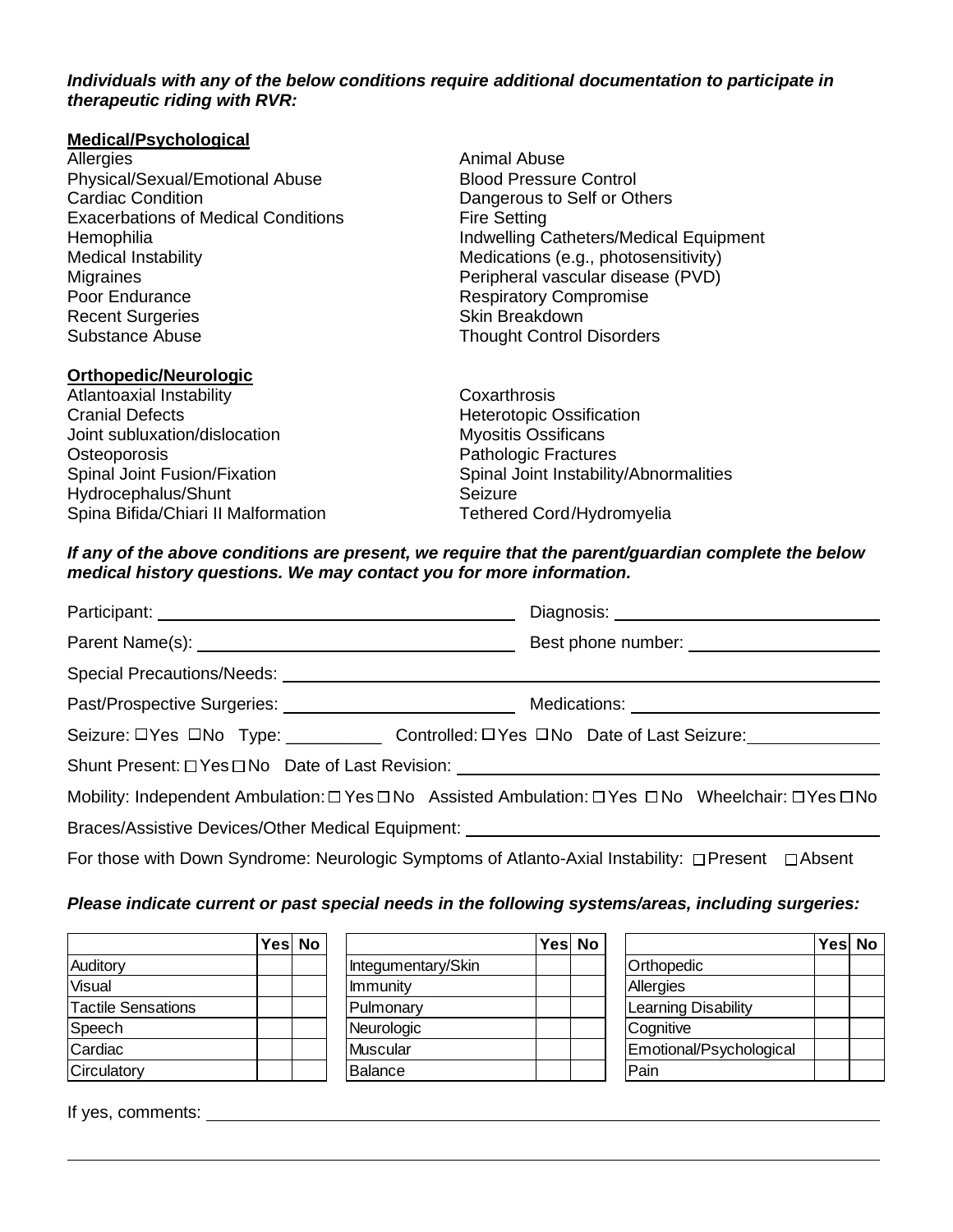***Individuals with any of the below conditions require additional documentation to participate in therapeutic riding with RVR:***

**Medical/Psychological**

Allergies
Physical/Sexual/Emotional Abuse
Cardiac Condition
Exacerbations of Medical Conditions
Hemophilia
Medical Instability
Migraines
Poor Endurance
Recent Surgeries
Substance Abuse
Animal Abuse
Blood Pressure Control
Dangerous to Self or Others
Fire Setting
Indwelling Catheters/Medical Equipment
Medications (e.g., photosensitivity)
Peripheral vascular disease (PVD)
Respiratory Compromise
Skin Breakdown
Thought Control Disorders

**Orthopedic/Neurologic**

Atlantoaxial Instability
Cranial Defects
Joint subluxation/dislocation
Osteoporosis
Spinal Joint Fusion/Fixation
Hydrocephalus/Shunt
Spina Bifida/Chiari II Malformation
Coxarthrosis
Heterotopic Ossification
Myositis Ossificans
Pathologic Fractures
Spinal Joint Instability/Abnormalities
Seizure
Tethered Cord/Hydromyelia

***If any of the above conditions are present, we require that the parent/guardian complete the below medical history questions. We may contact you for more information.***

Participant: ______________________ Diagnosis: ______________________

Parent Name(s): ______________________ Best phone number: ______________________

Special Precautions/Needs: ______________________

Past/Prospective Surgeries: ______________________ Medications: ______________________

Seizure: ☐Yes ☐No Type: __________ Controlled: ☐Yes ☐No Date of Last Seizure: ______________

Shunt Present: ☐Yes ☐No Date of Last Revision: ______________________

Mobility: Independent Ambulation: ☐Yes ☐No Assisted Ambulation: ☐Yes ☐No Wheelchair: ☐Yes ☐No

Braces/Assistive Devices/Other Medical Equipment: ______________________

For those with Down Syndrome: Neurologic Symptoms of Atlanto-Axial Instability: ☐Present ☐Absent

***Please indicate current or past special needs in the following systems/areas, including surgeries:***

| | Yes | No |
|---|---|---|
| Auditory | | |
| Visual | | |
| Tactile Sensations | | |
| Speech | | |
| Cardiac | | |
| Circulatory | | |

| | Yes | No |
|---|---|---|
| Integumentary/Skin | | |
| Immunity | | |
| Pulmonary | | |
| Neurologic | | |
| Muscular | | |
| Balance | | |

| | Yes | No |
|---|---|---|
| Orthopedic | | |
| Allergies | | |
| Learning Disability | | |
| Cognitive | | |
| Emotional/Psychological | | |
| Pain | | |

If yes, comments: ______________________